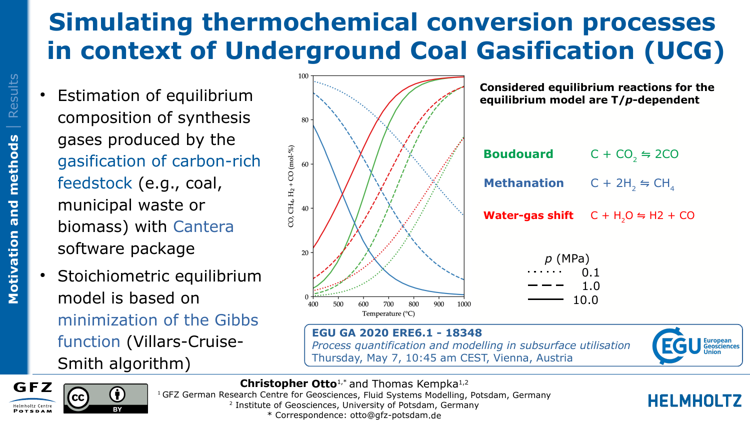# Simulating thermochemical conversion processes in context of Underground Coal Gasification (UCG)

Motivation and methods | Results

- Estimation of equilibrium composition of synthesis gases produced by the gasification of carbon-rich feedstock (e.g., coal, municipal waste or biomass) with Cantera software package
- Stoichiometric equilibrium model is based on minimization of the Gibbs function (Villars-Cruise-Smith algorithm)

CO, $CH_4$, $H_2$ + CO (mol-%)

100
80
60
40
20
0

400 500 600 700 800 900 1000

Temperature (°C)

**Considered equilibrium reactions for the equilibrium model are T/*p*-dependent**

| | |
|---|---|
| **Boudouard** | $C + CO_2 \leftrightharpoons 2CO$ |
| **Methanation** | $C + 2H_2 \leftrightharpoons CH_4$ |
| **Water-gas shift** | $C + H_2O \leftrightharpoons H2 + CO$ |

*p* (MPa)

0.1
1.0
10.0

**EGU GA 2020 ERE6.1 - 18348**
*Process quantification and modelling in subsurface utilisation*
Thursday, May 7, 10:45 am CEST, Vienna, Austria

**Christopher Otto**[1,*] and Thomas Kempka[1,2]

[1] GFZ German Research Centre for Geosciences, Fluid Systems Modelling, Potsdam, Germany
[2] Institute of Geosciences, University of Potsdam, Germany
* Correspondence: otto@gfz-potsdam.de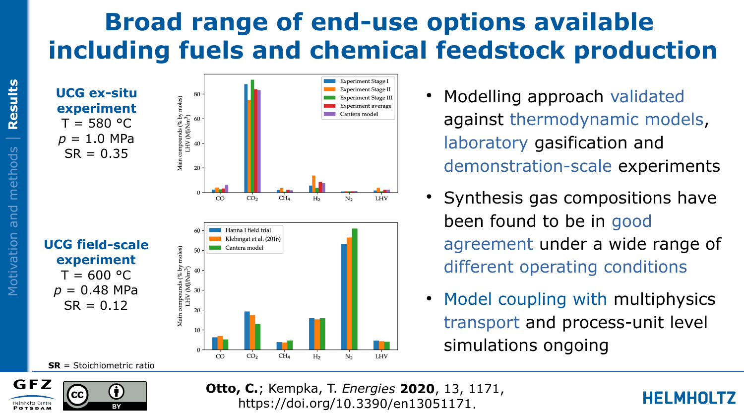# Broad range of end-use options available including fuels and chemical feedstock production

Motivation and methods | **Results**

**UCG ex-situ experiment**
T = 580 °C
*p* = 1.0 MPa
SR = 0.35

Main compounds (% by moles)
LHV (MJ/Nm$^3$)
0
20
40
60
80
CO
$CO_2$
$CH_4$
$H_2$
$N_2$
LHV
Experiment Stage I
Experiment Stage II
Experiment Stage III
Experiment average
Cantera model

**UCG field-scale experiment**
T = 600 °C
*p* = 0.48 MPa
SR = 0.12

Main compounds (% by moles)
LHV (MJ/Nm$^3$)
0
10
20
30
40
50
60
CO
$CO_2$
$CH_4$
$H_2$
$N_2$
LHV
Hanna I field trial
Klebingat et al. (2016)
Cantera model

**SR** = Stoichiometric ratio

- Modelling approach validated against thermodynamic models, laboratory gasification and demonstration-scale experiments
- Synthesis gas compositions have been found to be in good agreement under a wide range of different operating conditions
- Model coupling with multiphysics transport and process-unit level simulations ongoing

**Otto, C.**; Kempka, T. *Energies* **2020**, 13, 1171, https://doi.org/10.3390/en13051171.